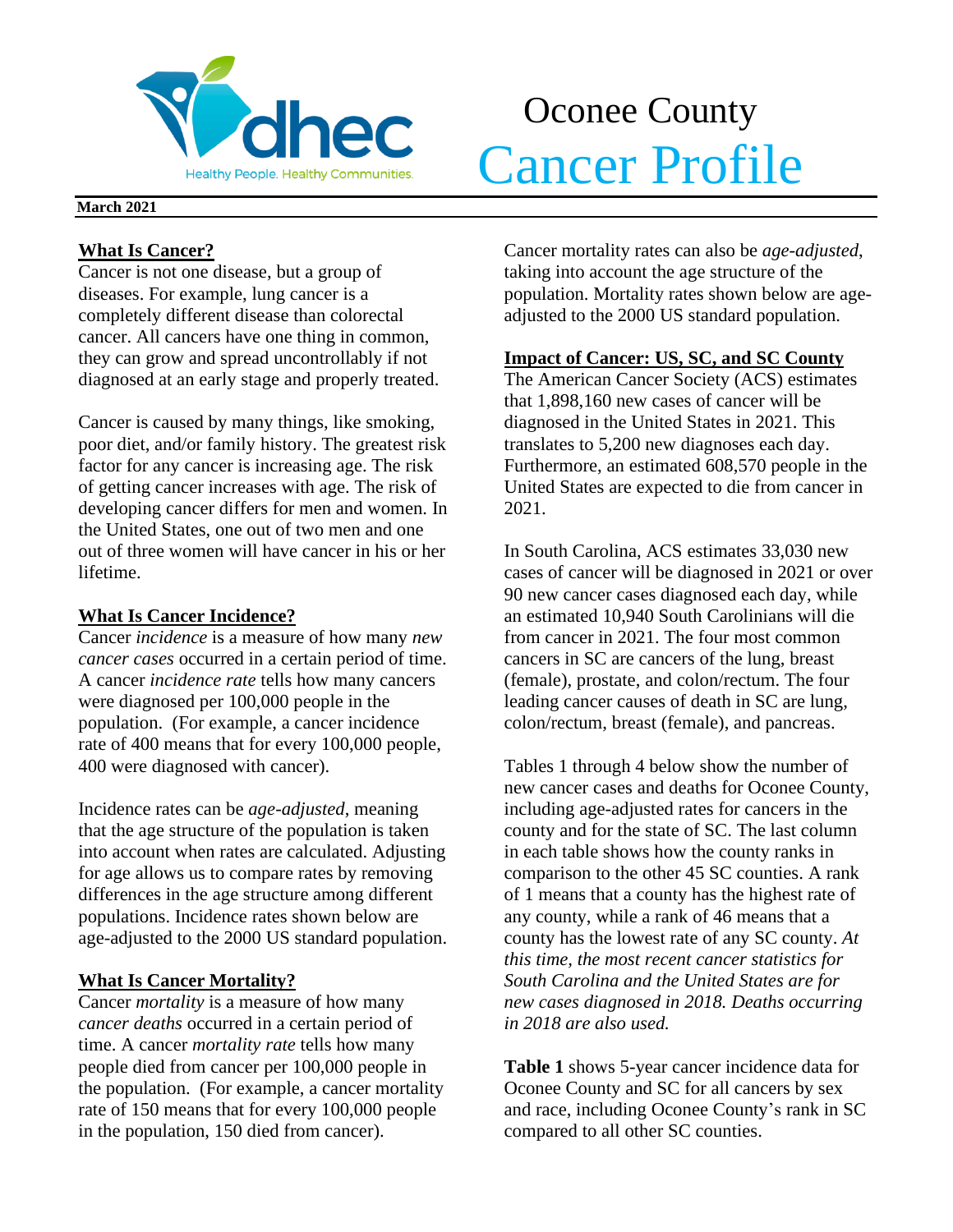# Oconee County Cancer Profile

**March 2021**

## What Is Cancer?

Cancer is not one disease, but a group of diseases. For example, lung cancer is a completely different disease than colorectal cancer. All cancers have one thing in common, they can grow and spread uncontrollably if not diagnosed at an early stage and properly treated.

Cancer is caused by many things, like smoking, poor diet, and/or family history. The greatest risk factor for any cancer is increasing age. The risk of getting cancer increases with age. The risk of developing cancer differs for men and women. In the United States, one out of two men and one out of three women will have cancer in his or her lifetime.

## What Is Cancer Incidence?

Cancer *incidence* is a measure of how many *new cancer cases* occurred in a certain period of time. A cancer *incidence rate* tells how many cancers were diagnosed per 100,000 people in the population. (For example, a cancer incidence rate of 400 means that for every 100,000 people, 400 were diagnosed with cancer).

Incidence rates can be *age-adjusted*, meaning that the age structure of the population is taken into account when rates are calculated. Adjusting for age allows us to compare rates by removing differences in the age structure among different populations. Incidence rates shown below are age-adjusted to the 2000 US standard population.

## What Is Cancer Mortality?

Cancer *mortality* is a measure of how many *cancer deaths* occurred in a certain period of time. A cancer *mortality rate* tells how many people died from cancer per 100,000 people in the population. (For example, a cancer mortality rate of 150 means that for every 100,000 people in the population, 150 died from cancer).

Cancer mortality rates can also be *age-adjusted*, taking into account the age structure of the population. Mortality rates shown below are age-adjusted to the 2000 US standard population.

## Impact of Cancer: US, SC, and SC County

The American Cancer Society (ACS) estimates that 1,898,160 new cases of cancer will be diagnosed in the United States in 2021. This translates to 5,200 new diagnoses each day. Furthermore, an estimated 608,570 people in the United States are expected to die from cancer in 2021.

In South Carolina, ACS estimates 33,030 new cases of cancer will be diagnosed in 2021 or over 90 new cancer cases diagnosed each day, while an estimated 10,940 South Carolinians will die from cancer in 2021. The four most common cancers in SC are cancers of the lung, breast (female), prostate, and colon/rectum. The four leading cancer causes of death in SC are lung, colon/rectum, breast (female), and pancreas.

Tables 1 through 4 below show the number of new cancer cases and deaths for Oconee County, including age-adjusted rates for cancers in the county and for the state of SC. The last column in each table shows how the county ranks in comparison to the other 45 SC counties. A rank of 1 means that a county has the highest rate of any county, while a rank of 46 means that a county has the lowest rate of any SC county. *At this time, the most recent cancer statistics for South Carolina and the United States are for new cases diagnosed in 2018. Deaths occurring in 2018 are also used.*

**Table 1** shows 5-year cancer incidence data for Oconee County and SC for all cancers by sex and race, including Oconee County's rank in SC compared to all other SC counties.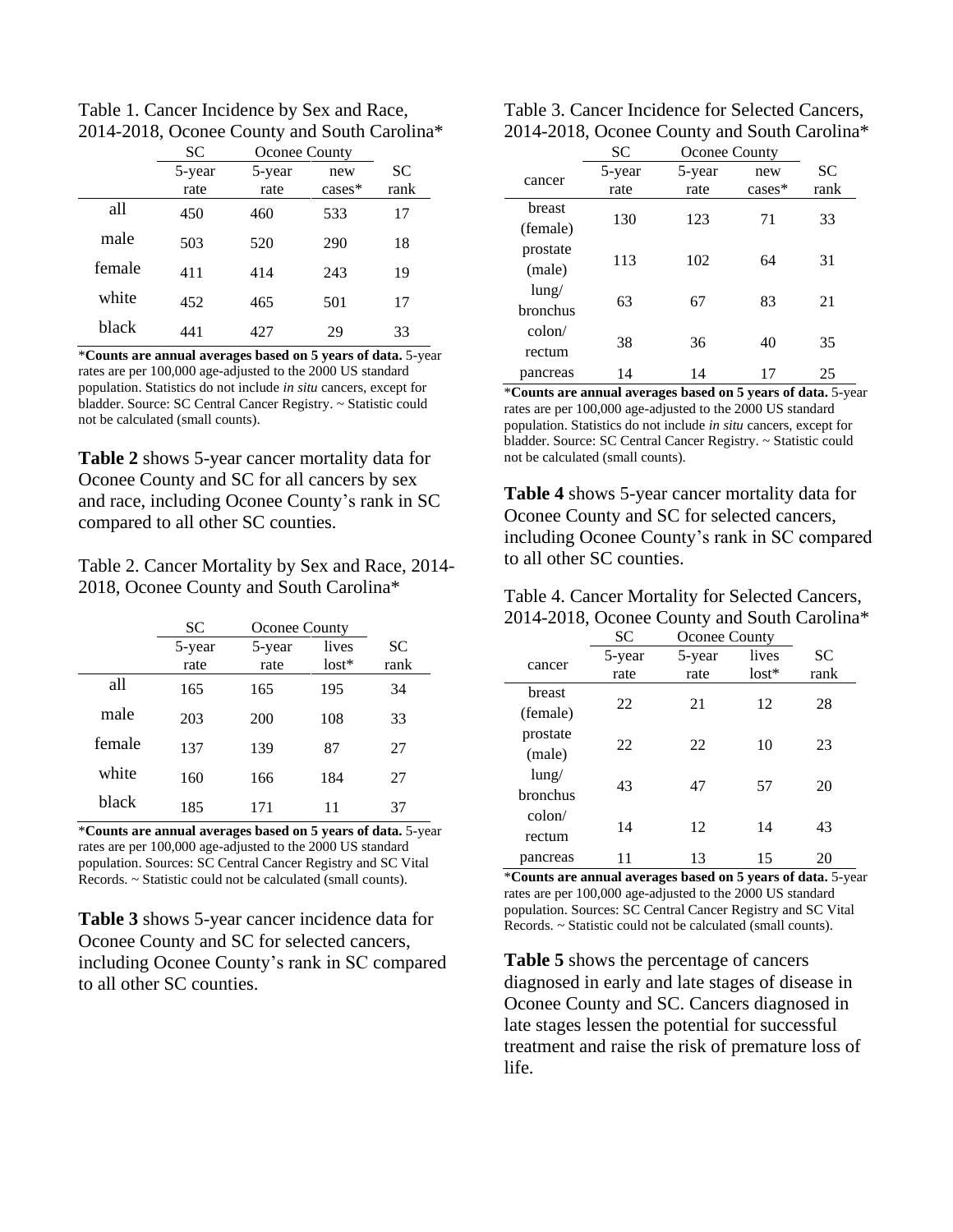Table 1. Cancer Incidence by Sex and Race, 2014-2018, Oconee County and South Carolina*

| | SC | Oconee County | | |
|---|---|---|---|---|
| | 5-year rate | 5-year rate | new cases* | SC rank |
| all | 450 | 460 | 533 | 17 |
| male | 503 | 520 | 290 | 18 |
| female | 411 | 414 | 243 | 19 |
| white | 452 | 465 | 501 | 17 |
| black | 441 | 427 | 29 | 33 |

***Counts are annual averages based on 5 years of data.** 5-year rates are per 100,000 age-adjusted to the 2000 US standard population. Statistics do not include *in situ* cancers, except for bladder. Source: SC Central Cancer Registry. ~ Statistic could not be calculated (small counts).

**Table 2** shows 5-year cancer mortality data for Oconee County and SC for all cancers by sex and race, including Oconee County's rank in SC compared to all other SC counties.

Table 2. Cancer Mortality by Sex and Race, 2014-2018, Oconee County and South Carolina*

| | SC | Oconee County | | |
|---|---|---|---|---|
| | 5-year rate | 5-year rate | lives lost* | SC rank |
| all | 165 | 165 | 195 | 34 |
| male | 203 | 200 | 108 | 33 |
| female | 137 | 139 | 87 | 27 |
| white | 160 | 166 | 184 | 27 |
| black | 185 | 171 | 11 | 37 |

***Counts are annual averages based on 5 years of data.** 5-year rates are per 100,000 age-adjusted to the 2000 US standard population. Sources: SC Central Cancer Registry and SC Vital Records. ~ Statistic could not be calculated (small counts).

**Table 3** shows 5-year cancer incidence data for Oconee County and SC for selected cancers, including Oconee County's rank in SC compared to all other SC counties.

Table 3. Cancer Incidence for Selected Cancers, 2014-2018, Oconee County and South Carolina*

| | SC | Oconee County | | |
|---|---|---|---|---|
| cancer | 5-year rate | 5-year rate | new cases* | SC rank |
| breast (female) | 130 | 123 | 71 | 33 |
| prostate (male) | 113 | 102 | 64 | 31 |
| lung/ bronchus | 63 | 67 | 83 | 21 |
| colon/ rectum | 38 | 36 | 40 | 35 |
| pancreas | 14 | 14 | 17 | 25 |

***Counts are annual averages based on 5 years of data.** 5-year rates are per 100,000 age-adjusted to the 2000 US standard population. Statistics do not include *in situ* cancers, except for bladder. Source: SC Central Cancer Registry. ~ Statistic could not be calculated (small counts).

**Table 4** shows 5-year cancer mortality data for Oconee County and SC for selected cancers, including Oconee County's rank in SC compared to all other SC counties.

Table 4. Cancer Mortality for Selected Cancers, 2014-2018, Oconee County and South Carolina*

| | SC | Oconee County | | |
|---|---|---|---|---|
| cancer | 5-year rate | 5-year rate | lives lost* | SC rank |
| breast (female) | 22 | 21 | 12 | 28 |
| prostate (male) | 22 | 22 | 10 | 23 |
| lung/ bronchus | 43 | 47 | 57 | 20 |
| colon/ rectum | 14 | 12 | 14 | 43 |
| pancreas | 11 | 13 | 15 | 20 |

***Counts are annual averages based on 5 years of data.** 5-year rates are per 100,000 age-adjusted to the 2000 US standard population. Sources: SC Central Cancer Registry and SC Vital Records. ~ Statistic could not be calculated (small counts).

**Table 5** shows the percentage of cancers diagnosed in early and late stages of disease in Oconee County and SC. Cancers diagnosed in late stages lessen the potential for successful treatment and raise the risk of premature loss of life.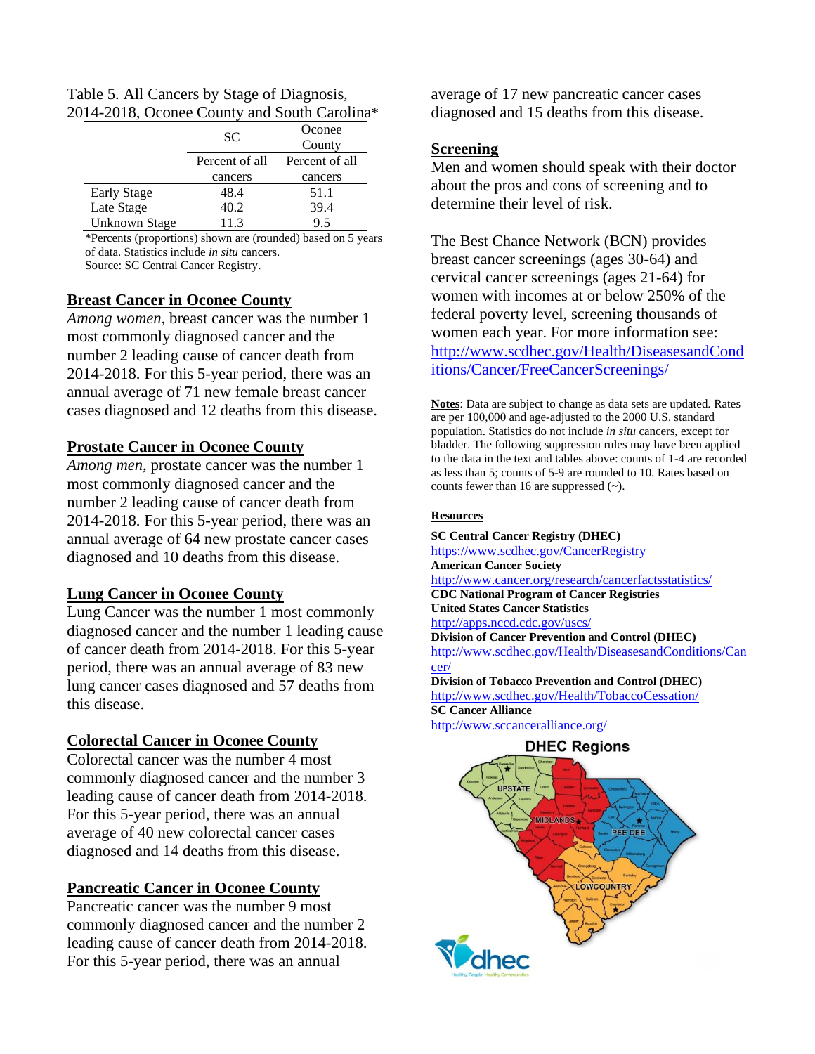Table 5. All Cancers by Stage of Diagnosis, 2014-2018, Oconee County and South Carolina*

| | SC | Oconee County |
|---|---|---|
| | Percent of all cancers | Percent of all cancers |
| Early Stage | 48.4 | 51.1 |
| Late Stage | 40.2 | 39.4 |
| Unknown Stage | 11.3 | 9.5 |

*Percents (proportions) shown are (rounded) based on 5 years of data. Statistics include *in situ* cancers.
Source: SC Central Cancer Registry.

## Breast Cancer in Oconee County

*Among women*, breast cancer was the number 1 most commonly diagnosed cancer and the number 2 leading cause of cancer death from 2014-2018. For this 5-year period, there was an annual average of 71 new female breast cancer cases diagnosed and 12 deaths from this disease.

## Prostate Cancer in Oconee County

*Among men*, prostate cancer was the number 1 most commonly diagnosed cancer and the number 2 leading cause of cancer death from 2014-2018. For this 5-year period, there was an annual average of 64 new prostate cancer cases diagnosed and 10 deaths from this disease.

## Lung Cancer in Oconee County

Lung Cancer was the number 1 most commonly diagnosed cancer and the number 1 leading cause of cancer death from 2014-2018. For this 5-year period, there was an annual average of 83 new lung cancer cases diagnosed and 57 deaths from this disease.

## Colorectal Cancer in Oconee County

Colorectal cancer was the number 4 most commonly diagnosed cancer and the number 3 leading cause of cancer death from 2014-2018. For this 5-year period, there was an annual average of 40 new colorectal cancer cases diagnosed and 14 deaths from this disease.

## Pancreatic Cancer in Oconee County

Pancreatic cancer was the number 9 most commonly diagnosed cancer and the number 2 leading cause of cancer death from 2014-2018. For this 5-year period, there was an annual average of 17 new pancreatic cancer cases diagnosed and 15 deaths from this disease.

## Screening

Men and women should speak with their doctor about the pros and cons of screening and to determine their level of risk.

The Best Chance Network (BCN) provides breast cancer screenings (ages 30-64) and cervical cancer screenings (ages 21-64) for women with incomes at or below 250% of the federal poverty level, screening thousands of women each year. For more information see: http://www.scdhec.gov/Health/DiseasesandConditions/Cancer/FreeCancerScreenings/

**Notes**: Data are subject to change as data sets are updated. Rates are per 100,000 and age-adjusted to the 2000 U.S. standard population. Statistics do not include *in situ* cancers, except for bladder. The following suppression rules may have been applied to the data in the text and tables above: counts of 1-4 are recorded as less than 5; counts of 5-9 are rounded to 10. Rates based on counts fewer than 16 are suppressed (~).

**Resources**

**SC Central Cancer Registry (DHEC)**
https://www.scdhec.gov/CancerRegistry
**American Cancer Society**
http://www.cancer.org/research/cancerfactsstatistics/
**CDC National Program of Cancer Registries**
**United States Cancer Statistics**
http://apps.nccd.cdc.gov/uscs/
**Division of Cancer Prevention and Control (DHEC)**
http://www.scdhec.gov/Health/DiseasesandConditions/Cancer/
**Division of Tobacco Prevention and Control (DHEC)**
http://www.scdhec.gov/Health/TobaccoCessation/
**SC Cancer Alliance**
http://www.sccanceralliance.org/

DHEC Regions

UPSTATE
MIDLANDS
PEE DEE
LOWCOUNTRY

dhec
Healthy People Healthy Communities